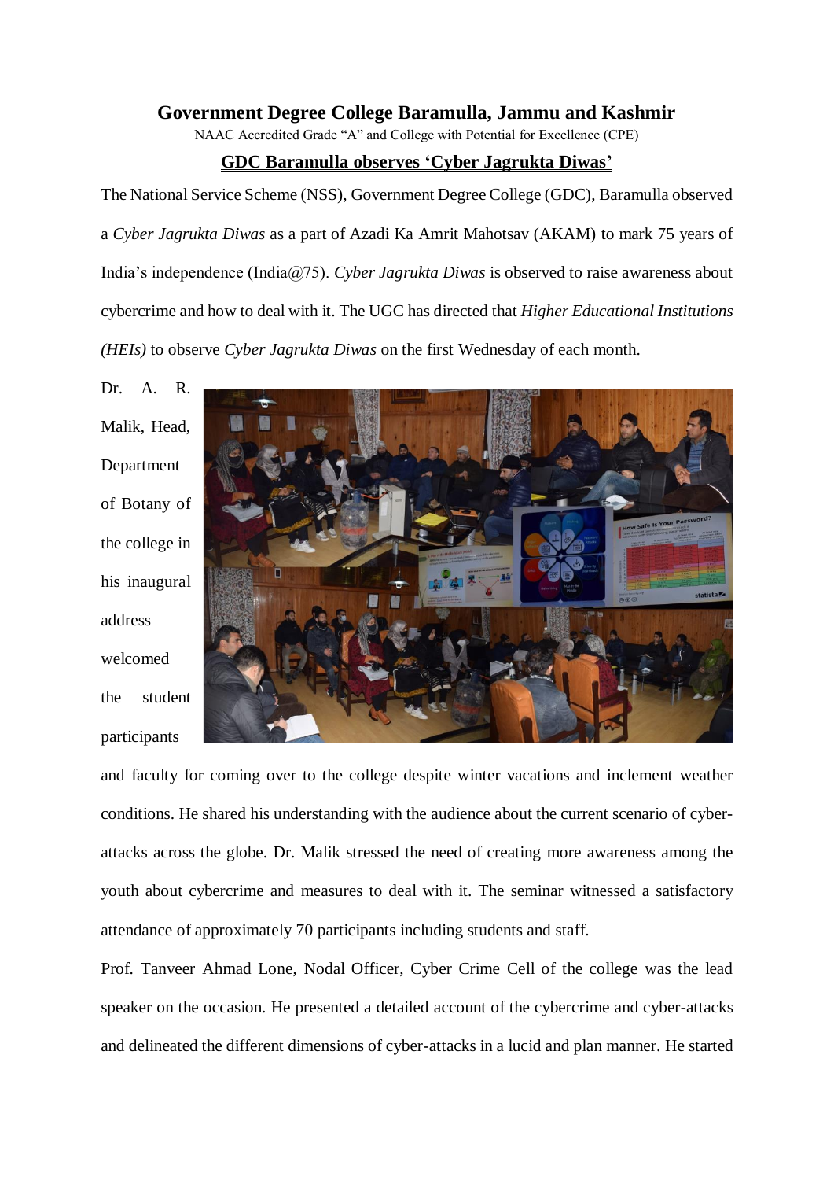# Government Degree College Baramulla, Jammu and Kashmir

NAAC Accredited Grade "A" and College with Potential for Excellence (CPE)

## GDC Baramulla observes 'Cyber Jagrukta Diwas'

The National Service Scheme (NSS), Government Degree College (GDC), Baramulla observed a *Cyber Jagrukta Diwas* as a part of Azadi Ka Amrit Mahotsav (AKAM) to mark 75 years of India's independence (India@75). *Cyber Jagrukta Diwas* is observed to raise awareness about cybercrime and how to deal with it. The UGC has directed that *Higher Educational Institutions (HEIs)* to observe *Cyber Jagrukta Diwas* on the first Wednesday of each month.

Dr. A. R. Malik, Head, Department of Botany of the college in his inaugural address welcomed the student participants and faculty for coming over to the college despite winter vacations and inclement weather conditions. He shared his understanding with the audience about the current scenario of cyber-attacks across the globe. Dr. Malik stressed the need of creating more awareness among the youth about cybercrime and measures to deal with it. The seminar witnessed a satisfactory attendance of approximately 70 participants including students and staff.

Prof. Tanveer Ahmad Lone, Nodal Officer, Cyber Crime Cell of the college was the lead speaker on the occasion. He presented a detailed account of the cybercrime and cyber-attacks and delineated the different dimensions of cyber-attacks in a lucid and plan manner. He started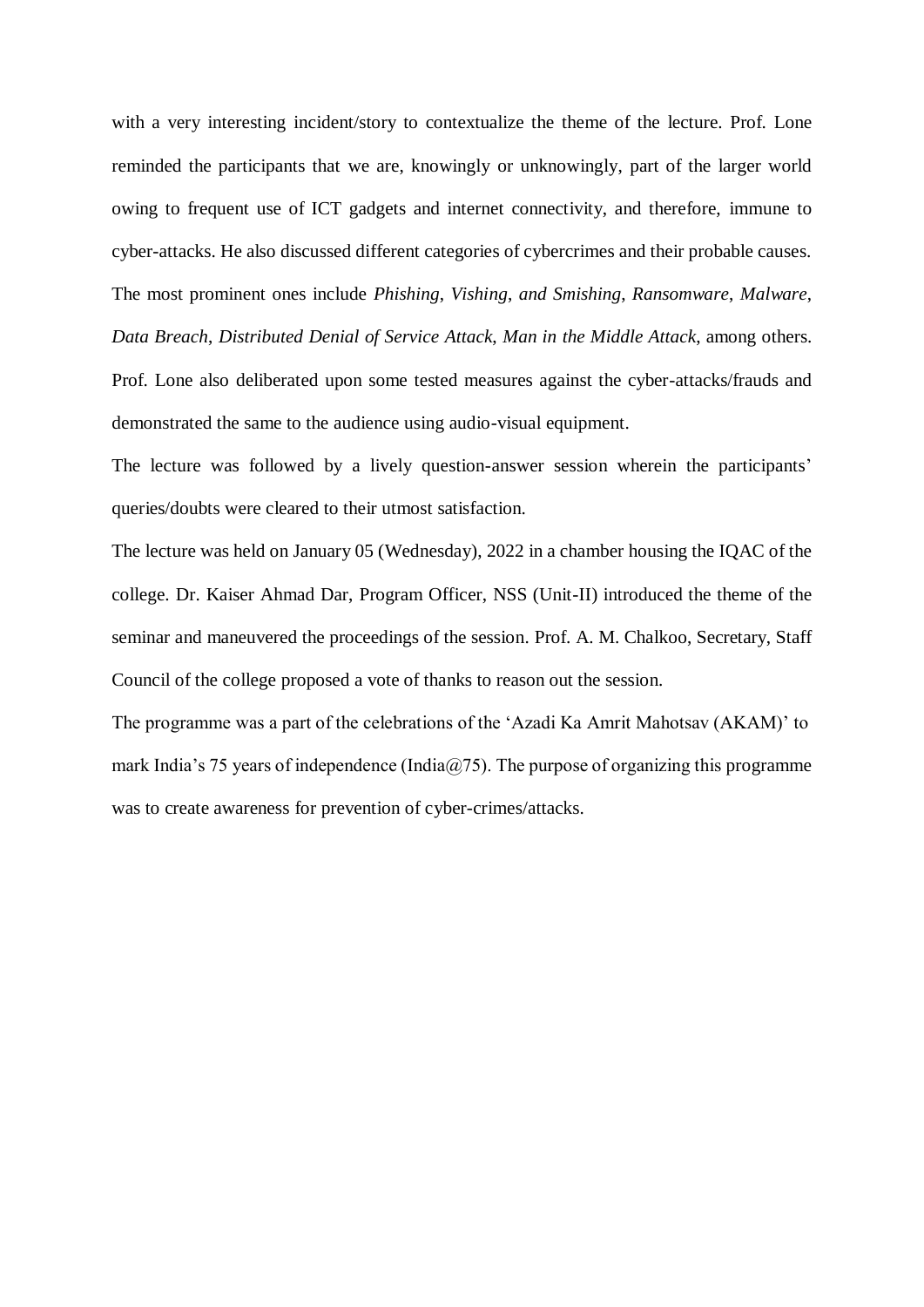with a very interesting incident/story to contextualize the theme of the lecture. Prof. Lone reminded the participants that we are, knowingly or unknowingly, part of the larger world owing to frequent use of ICT gadgets and internet connectivity, and therefore, immune to cyber-attacks. He also discussed different categories of cybercrimes and their probable causes. The most prominent ones include *Phishing*, *Vishing*, *and Smishing*, *Ransomware*, *Malware*, *Data Breach*, *Distributed Denial of Service Attack*, *Man in the Middle Attack*, among others. Prof. Lone also deliberated upon some tested measures against the cyber-attacks/frauds and demonstrated the same to the audience using audio-visual equipment.

The lecture was followed by a lively question-answer session wherein the participants' queries/doubts were cleared to their utmost satisfaction.

The lecture was held on January 05 (Wednesday), 2022 in a chamber housing the IQAC of the college. Dr. Kaiser Ahmad Dar, Program Officer, NSS (Unit-II) introduced the theme of the seminar and maneuvered the proceedings of the session. Prof. A. M. Chalkoo, Secretary, Staff Council of the college proposed a vote of thanks to reason out the session.

The programme was a part of the celebrations of the 'Azadi Ka Amrit Mahotsav (AKAM)' to mark India's 75 years of independence (India@75). The purpose of organizing this programme was to create awareness for prevention of cyber-crimes/attacks.